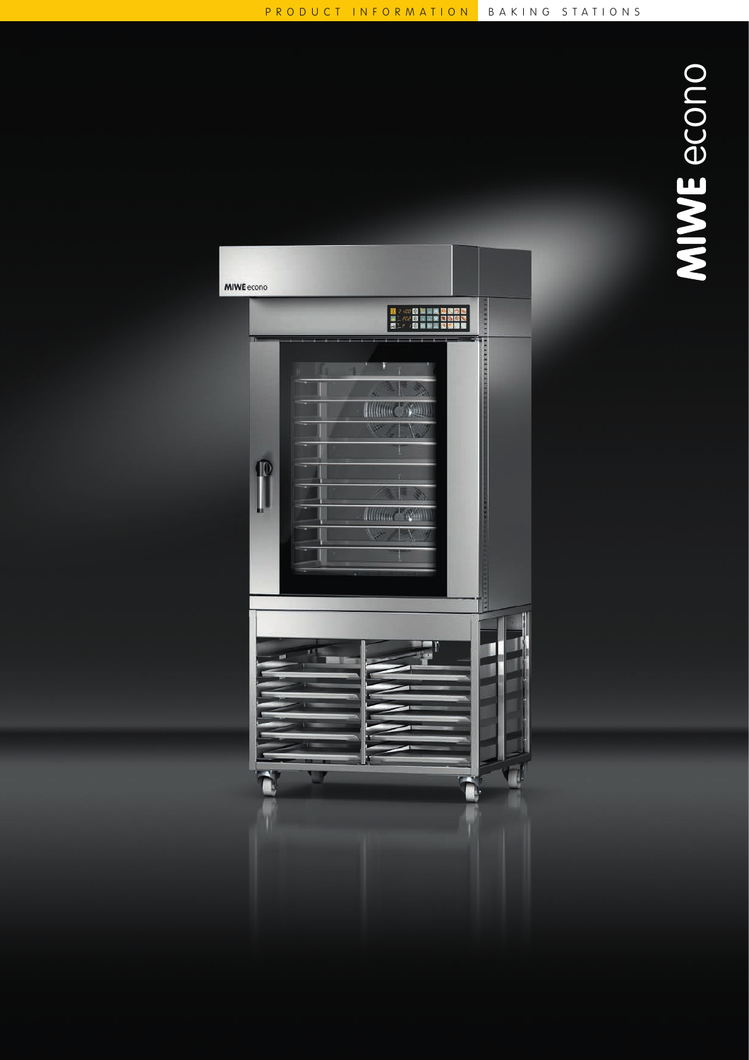PRODUCT INFORMATION BAKING STATIONS

# MIWE econo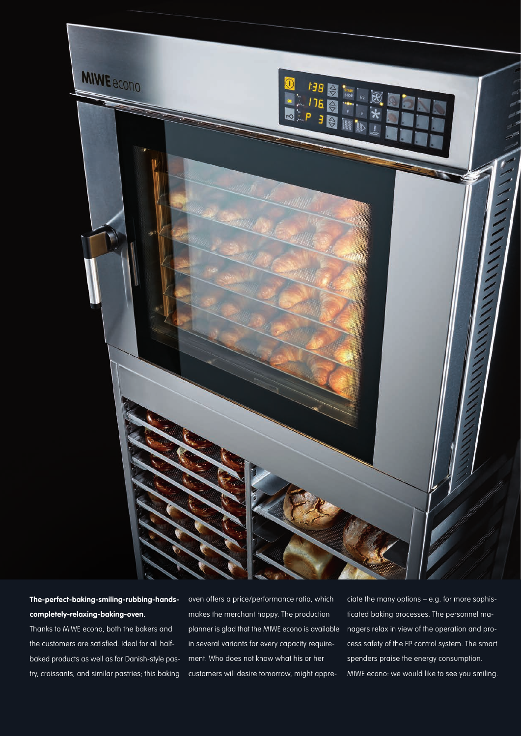**The-perfect-baking-smiling-rubbing-hands-completely-relaxing-baking-oven.**

Thanks to MIWE econo, both the bakers and the customers are satisfied. Ideal for all half-baked products as well as for Danish-style pastry, croissants, and similar pastries; this baking oven offers a price/performance ratio, which makes the merchant happy. The production planner is glad that the MIWE econo is available in several variants for every capacity requirement. Who does not know what his or her customers will desire tomorrow, might appreciate the many options – e.g. for more sophisticated baking processes. The personnel managers relax in view of the operation and process safety of the FP control system. The smart spenders praise the energy consumption. MIWE econo: we would like to see you smiling.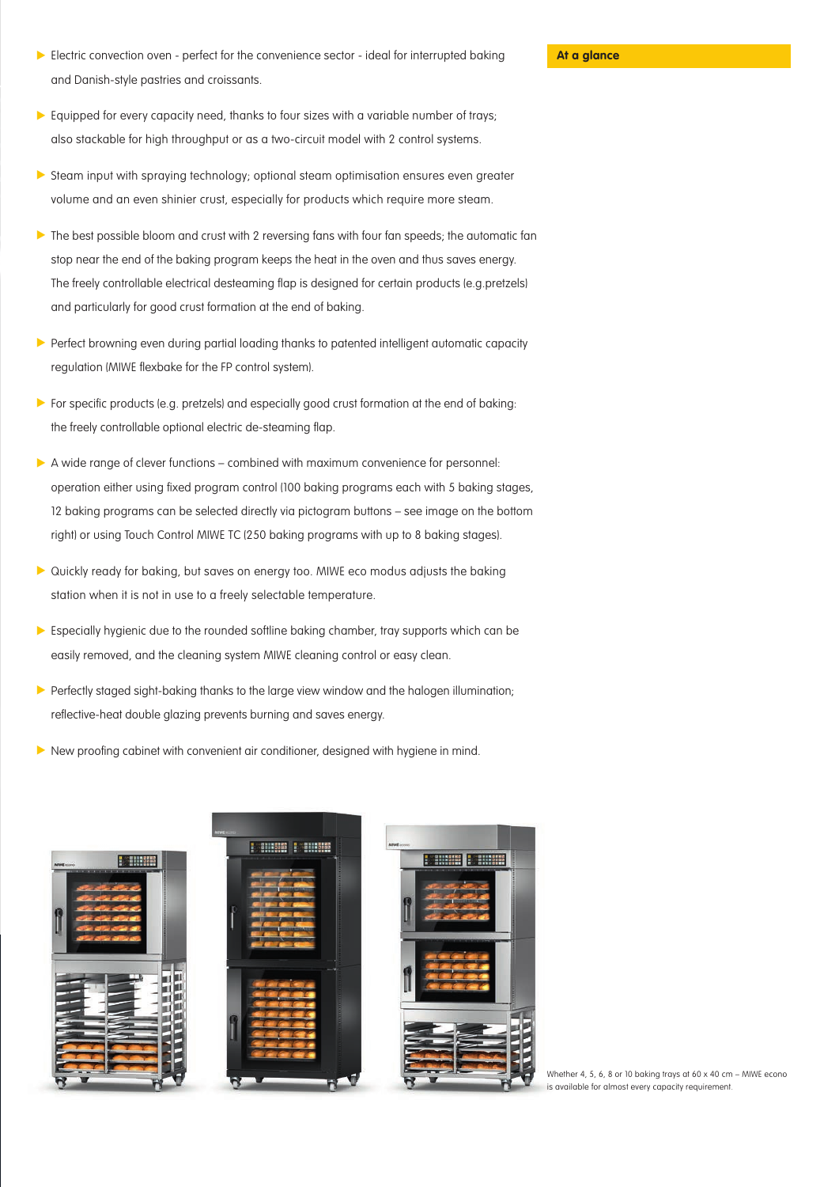## At a glance

- Electric convection oven - perfect for the convenience sector - ideal for interrupted baking and Danish-style pastries and croissants.
- Equipped for every capacity need, thanks to four sizes with a variable number of trays; also stackable for high throughput or as a two-circuit model with 2 control systems.
- Steam input with spraying technology; optional steam optimisation ensures even greater volume and an even shinier crust, especially for products which require more steam.
- The best possible bloom and crust with 2 reversing fans with four fan speeds; the automatic fan stop near the end of the baking program keeps the heat in the oven and thus saves energy. The freely controllable electrical desteaming flap is designed for certain products (e.g.pretzels) and particularly for good crust formation at the end of baking.
- Perfect browning even during partial loading thanks to patented intelligent automatic capacity regulation (MIWE flexbake for the FP control system).
- For specific products (e.g. pretzels) and especially good crust formation at the end of baking: the freely controllable optional electric de-steaming flap.
- A wide range of clever functions – combined with maximum convenience for personnel: operation either using fixed program control (100 baking programs each with 5 baking stages, 12 baking programs can be selected directly via pictogram buttons – see image on the bottom right) or using Touch Control MIWE TC (250 baking programs with up to 8 baking stages).
- Quickly ready for baking, but saves on energy too. MIWE eco modus adjusts the baking station when it is not in use to a freely selectable temperature.
- Especially hygienic due to the rounded softline baking chamber, tray supports which can be easily removed, and the cleaning system MIWE cleaning control or easy clean.
- Perfectly staged sight-baking thanks to the large view window and the halogen illumination; reflective-heat double glazing prevents burning and saves energy.
- New proofing cabinet with convenient air conditioner, designed with hygiene in mind.

Whether 4, 5, 6, 8 or 10 baking trays at 60 x 40 cm – MIWE econo is available for almost every capacity requirement.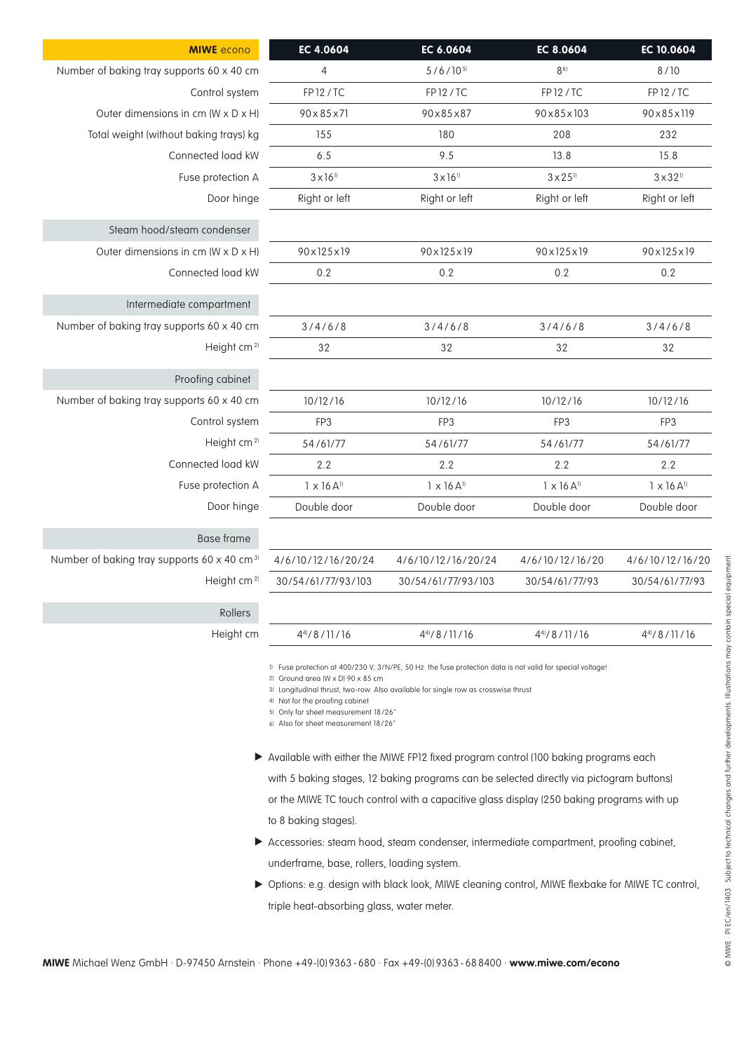| **MIWE** econo | EC 4.0604 | EC 6.0604 | EC 8.0604 | EC 10.0604 |
|---|---|---|---|---|
| Number of baking tray supports 60 x 40 cm | 4 | 5 / 6 / 10[5] | 8[6] | 8 / 10 |
| Control system | FP12 / TC | FP12 / TC | FP12 / TC | FP12 / TC |
| Outer dimensions in cm (W x D x H) | 90 x 85 x 71 | 90 x 85 x 87 | 90 x 85 x 103 | 90 x 85 x 119 |
| Total weight (without baking trays) kg | 155 | 180 | 208 | 232 |
| Connected load kW | 6.5 | 9.5 | 13.8 | 15.8 |
| Fuse protection A | 3 x 16[1] | 3 x 16[1] | 3 x 25[1] | 3 x 32[1] |
| Door hinge | Right or left | Right or left | Right or left | Right or left |
| **Steam hood/steam condenser** | | | | |
| Outer dimensions in cm (W x D x H) | 90 x 125 x 19 | 90 x 125 x 19 | 90 x 125 x 19 | 90 x 125 x 19 |
| Connected load kW | 0.2 | 0.2 | 0.2 | 0.2 |
| **Intermediate compartment** | | | | |
| Number of baking tray supports 60 x 40 cm | 3 / 4 / 6 / 8 | 3 / 4 / 6 / 8 | 3 / 4 / 6 / 8 | 3 / 4 / 6 / 8 |
| Height cm[2] | 32 | 32 | 32 | 32 |
| **Proofing cabinet** | | | | |
| Number of baking tray supports 60 x 40 cm | 10 / 12 / 16 | 10 / 12 / 16 | 10 / 12 / 16 | 10 / 12 / 16 |
| Control system | FP3 | FP3 | FP3 | FP3 |
| Height cm[2] | 54 / 61 / 77 | 54 / 61 / 77 | 54 / 61 / 77 | 54 / 61 / 77 |
| Connected load kW | 2.2 | 2.2 | 2.2 | 2.2 |
| Fuse protection A | 1 x 16 A[1] | 1 x 16 A[1] | 1 x 16 A[1] | 1 x 16 A[1] |
| Door hinge | Double door | Double door | Double door | Double door |
| **Base frame** | | | | |
| Number of baking tray supports 60 x 40 cm[3] | 4 / 6 / 10 / 12 / 16 / 20 / 24 | 4 / 6 / 10 / 12 / 16 / 20 / 24 | 4 / 6 / 10 / 12 / 16 / 20 | 4 / 6 / 10 / 12 / 16 / 20 |
| Height cm[2] | 30 / 54 / 61 / 77 / 93 / 103 | 30 / 54 / 61 / 77 / 93 / 103 | 30 / 54 / 61 / 77 / 93 | 30 / 54 / 61 / 77 / 93 |
| **Rollers** | | | | |
| Height cm | 4[4] / 8 / 11 / 16 | 4[4] / 8 / 11 / 16 | 4[4] / 8 / 11 / 16 | 4[4] / 8 / 11 / 16 |

1) Fuse protection at 400/230 V; 3/N/PE; 50 Hz: the fuse protection data is not valid for special voltage!
2) Ground area (W x D) 90 x 85 cm
3) Longitudinal thrust, two-row. Also available for single row as crosswise thrust
4) Not for the proofing cabinet
5) Only for sheet measurement 18/26"
6) Also for sheet measurement 18/26"

- Available with either the MIWE FP12 fixed program control (100 baking programs each with 5 baking stages, 12 baking programs can be selected directly via pictogram buttons) or the MIWE TC touch control with a capacitive glass display (250 baking programs with up to 8 baking stages).
- Accessories: steam hood, steam condenser, intermediate compartment, proofing cabinet, underframe, base, rollers, loading system.
- Options: e.g. design with black look, MIWE cleaning control, MIWE flexbake for MIWE TC control, triple heat-absorbing glass, water meter.

**MIWE** Michael Wenz GmbH · D-97450 Arnstein · Phone +49-(0) 9363 - 680 · Fax +49-(0) 9363 - 68 8400 · **www.miwe.com/econo**

© MIWE · PI EC/en/1403 · Subject to technical changes and further developments. Illustrations may contain special equipment.